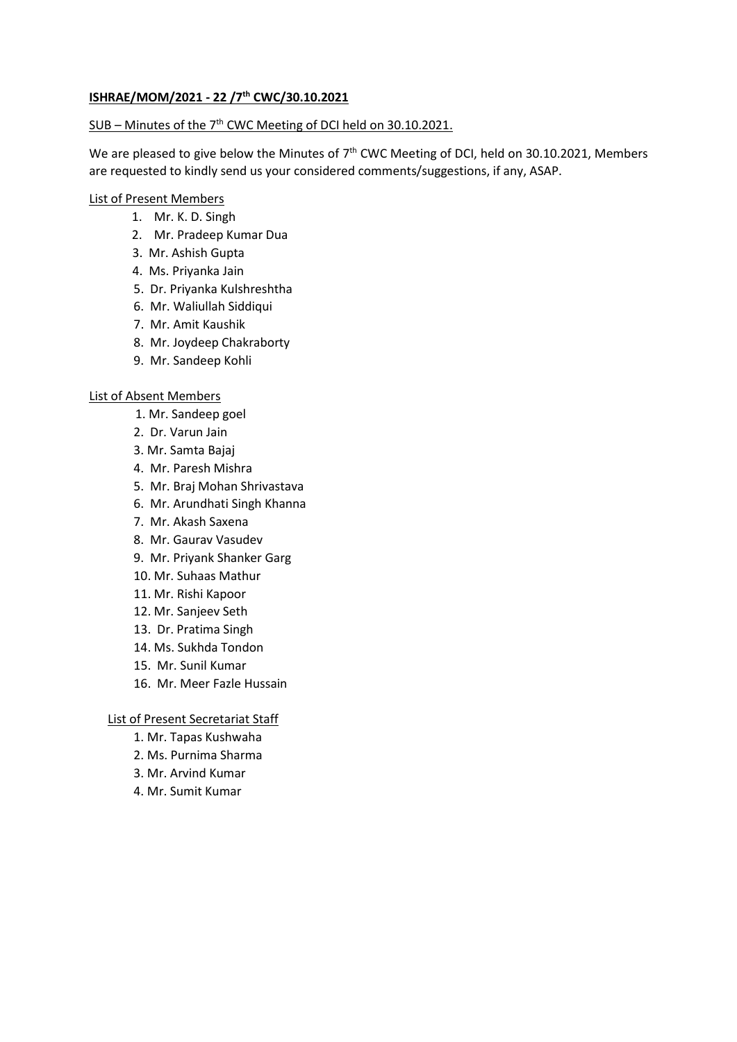**ISHRAE/MOM/2021 - 22 /7th CWC/30.10.2021**

SUB – Minutes of the 7th CWC Meeting of DCI held on 30.10.2021.

We are pleased to give below the Minutes of 7th CWC Meeting of DCI, held on 30.10.2021, Members are requested to kindly send us your considered comments/suggestions, if any, ASAP.

List of Present Members

1. Mr. K. D. Singh
2. Mr. Pradeep Kumar Dua
3. Mr. Ashish Gupta
4. Ms. Priyanka Jain
5. Dr. Priyanka Kulshreshtha
6. Mr. Waliullah Siddiqui
7. Mr. Amit Kaushik
8. Mr. Joydeep Chakraborty
9. Mr. Sandeep Kohli

List of Absent Members

1. Mr. Sandeep goel
2. Dr. Varun Jain
3. Mr. Samta Bajaj
4. Mr. Paresh Mishra
5. Mr. Braj Mohan Shrivastava
6. Mr. Arundhati Singh Khanna
7. Mr. Akash Saxena
8. Mr. Gaurav Vasudev
9. Mr. Priyank Shanker Garg
10. Mr. Suhaas Mathur
11. Mr. Rishi Kapoor
12. Mr. Sanjeev Seth
13. Dr. Pratima Singh
14. Ms. Sukhda Tondon
15. Mr. Sunil Kumar
16. Mr. Meer Fazle Hussain

List of Present Secretariat Staff

1. Mr. Tapas Kushwaha
2. Ms. Purnima Sharma
3. Mr. Arvind Kumar
4. Mr. Sumit Kumar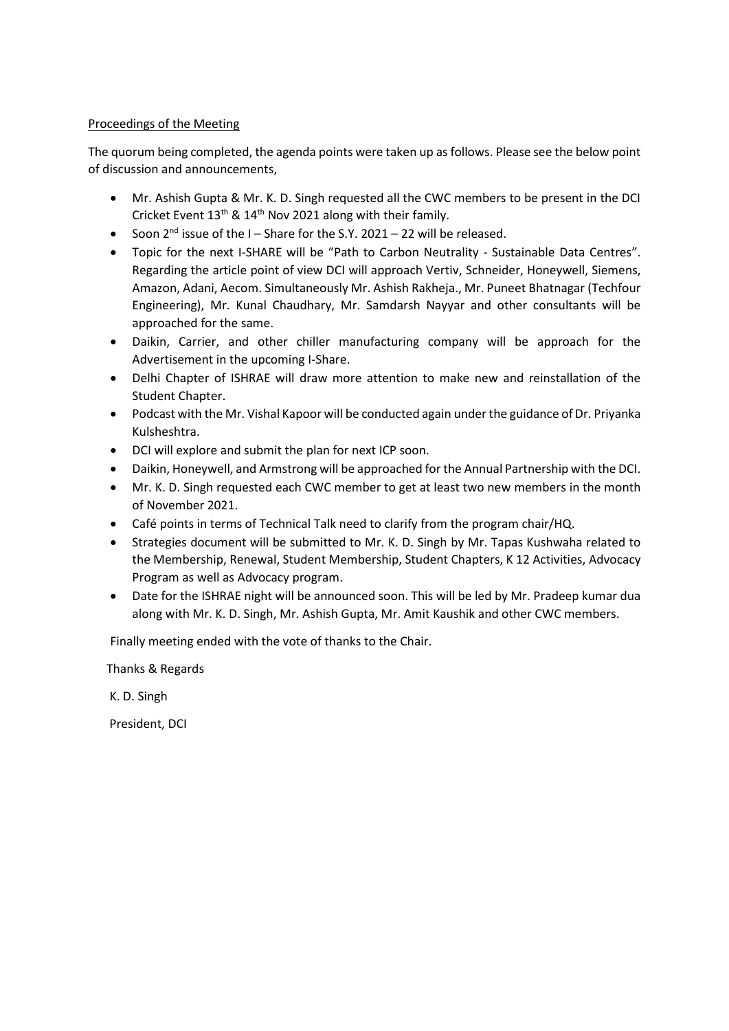Proceedings of the Meeting

The quorum being completed, the agenda points were taken up as follows. Please see the below point of discussion and announcements,

- Mr. Ashish Gupta & Mr. K. D. Singh requested all the CWC members to be present in the DCI Cricket Event 13th & 14th Nov 2021 along with their family.
- Soon 2nd issue of the I – Share for the S.Y. 2021 – 22 will be released.
- Topic for the next I-SHARE will be "Path to Carbon Neutrality - Sustainable Data Centres". Regarding the article point of view DCI will approach Vertiv, Schneider, Honeywell, Siemens, Amazon, Adani, Aecom. Simultaneously Mr. Ashish Rakheja., Mr. Puneet Bhatnagar (Techfour Engineering), Mr. Kunal Chaudhary, Mr. Samdarsh Nayyar and other consultants will be approached for the same.
- Daikin, Carrier, and other chiller manufacturing company will be approach for the Advertisement in the upcoming I-Share.
- Delhi Chapter of ISHRAE will draw more attention to make new and reinstallation of the Student Chapter.
- Podcast with the Mr. Vishal Kapoor will be conducted again under the guidance of Dr. Priyanka Kulsheshtra.
- DCI will explore and submit the plan for next ICP soon.
- Daikin, Honeywell, and Armstrong will be approached for the Annual Partnership with the DCI.
- Mr. K. D. Singh requested each CWC member to get at least two new members in the month of November 2021.
- Café points in terms of Technical Talk need to clarify from the program chair/HQ.
- Strategies document will be submitted to Mr. K. D. Singh by Mr. Tapas Kushwaha related to the Membership, Renewal, Student Membership, Student Chapters, K 12 Activities, Advocacy Program as well as Advocacy program.
- Date for the ISHRAE night will be announced soon. This will be led by Mr. Pradeep kumar dua along with Mr. K. D. Singh, Mr. Ashish Gupta, Mr. Amit Kaushik and other CWC members.

Finally meeting ended with the vote of thanks to the Chair.

Thanks & Regards

K. D. Singh

President, DCI